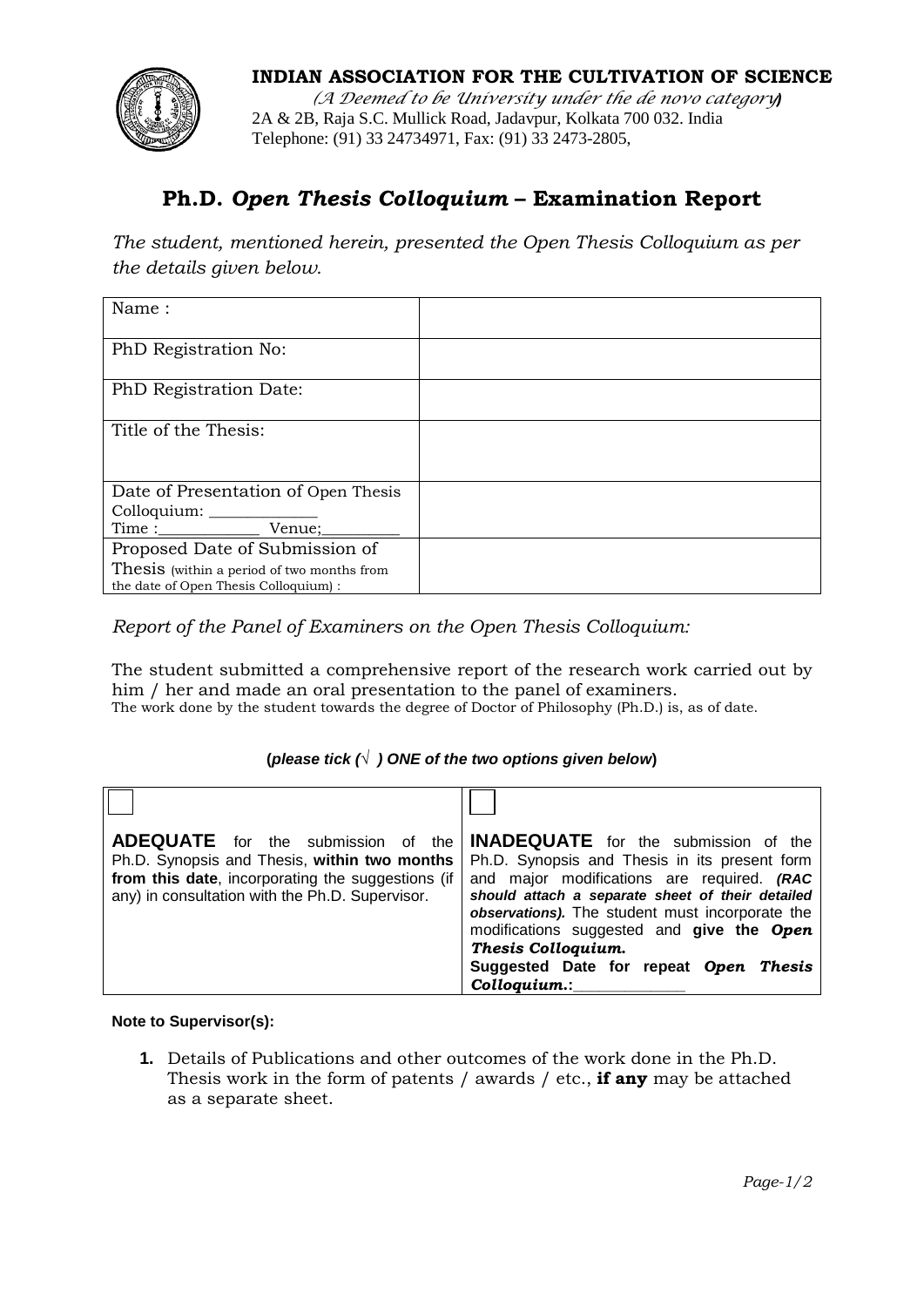**INDIAN ASSOCIATION FOR THE CULTIVATION OF SCIENCE**

*(A Deemed to be University under the de novo category)*

2A & 2B, Raja S.C. Mullick Road, Jadavpur, Kolkata 700 032. India

Telephone: (91) 33 24734971, Fax: (91) 33 2473-2805,

# Ph.D. *Open Thesis Colloquium* – Examination Report

*The student, mentioned herein, presented the Open Thesis Colloquium as per the details given below.*

| | |
|---|---|
| Name : | |
| PhD Registration No: | |
| PhD Registration Date: | |
| Title of the Thesis: | |
| Date of Presentation of Open Thesis Colloquium: ____________ Time :___________ Venue;_________ | |
| Proposed Date of Submission of Thesis (within a period of two months from the date of Open Thesis Colloquium) : | |

*Report of the Panel of Examiners on the Open Thesis Colloquium:*

The student submitted a comprehensive report of the research work carried out by him / her and made an oral presentation to the panel of examiners.

The work done by the student towards the degree of Doctor of Philosophy (Ph.D.) is, as of date.

**(*please tick (√ ) ONE of the two options given below*)**

| ☐ | ☐ |
|---|---|
| **ADEQUATE** for the submission of the Ph.D. Synopsis and Thesis, **within two months from this date**, incorporating the suggestions (if any) in consultation with the Ph.D. Supervisor. | **INADEQUATE** for the submission of the Ph.D. Synopsis and Thesis in its present form and major modifications are required. ***(RAC should attach a separate sheet of their detailed observations).*** The student must incorporate the modifications suggested and **give the *Open Thesis Colloquium.*** **Suggested Date for repeat *Open Thesis Colloquium.*:**_____________ |

**Note to Supervisor(s):**

1. Details of Publications and other outcomes of the work done in the Ph.D. Thesis work in the form of patents / awards / etc., **if any** may be attached as a separate sheet.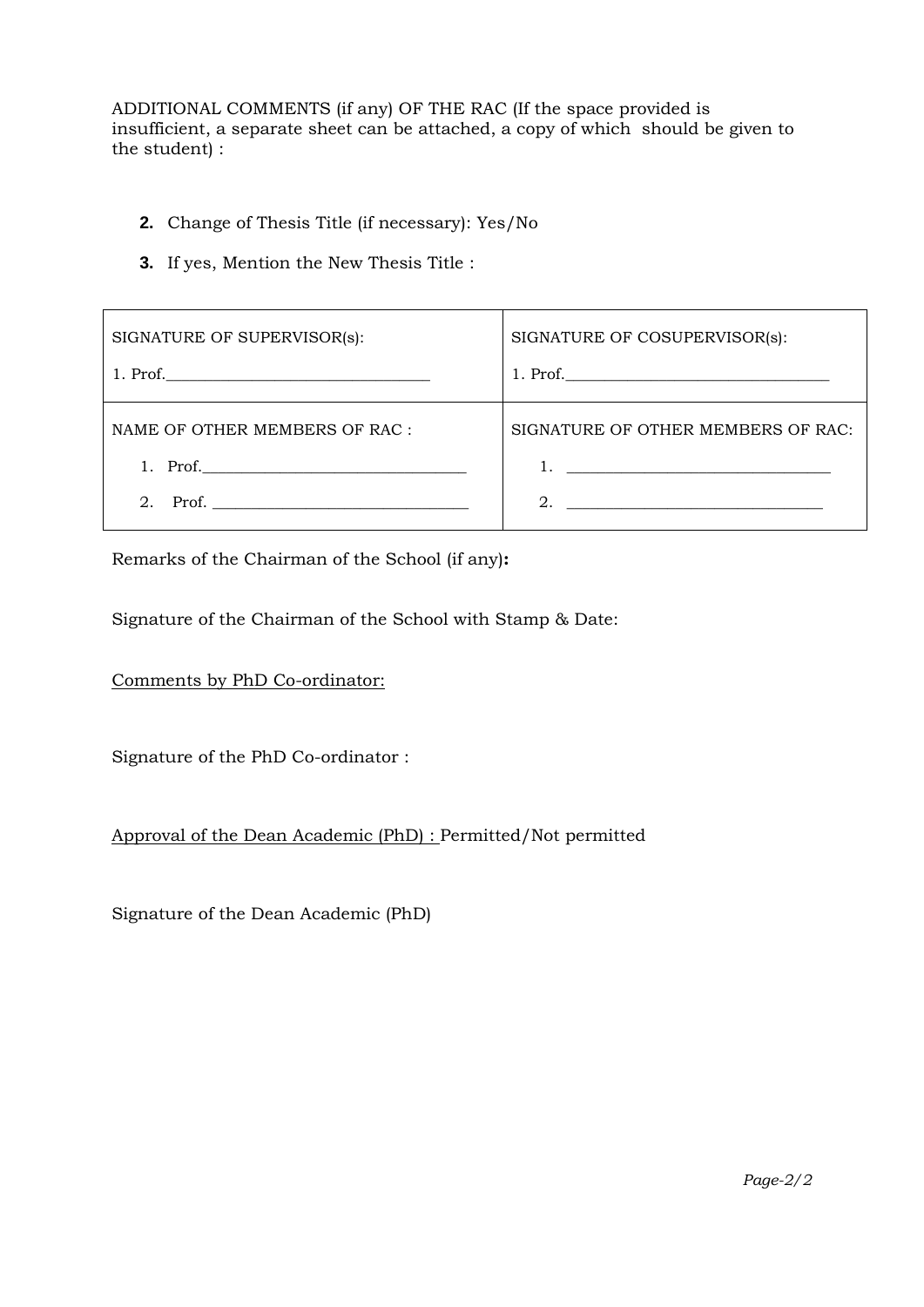ADDITIONAL COMMENTS (if any) OF THE RAC (If the space provided is insufficient, a separate sheet can be attached, a copy of which should be given to the student) :

2. Change of Thesis Title (if necessary): Yes/No

3. If yes, Mention the New Thesis Title :

| | |
|---|---|
| SIGNATURE OF SUPERVISOR(s):<br><br>1. Prof.________________________________ | SIGNATURE OF COSUPERVISOR(s):<br><br>1. Prof.________________________________ |
| NAME OF OTHER MEMBERS OF RAC :<br><br>1. Prof.________________________________<br><br>2. Prof. ________________________________ | SIGNATURE OF OTHER MEMBERS OF RAC:<br><br>1. ________________________________<br><br>2. ________________________________ |

Remarks of the Chairman of the School (if any)**:**

Signature of the Chairman of the School with Stamp & Date:

<u>Comments by PhD Co-ordinator:</u>

Signature of the PhD Co-ordinator :

<u>Approval of the Dean Academic (PhD) :</u> Permitted/Not permitted

Signature of the Dean Academic (PhD)